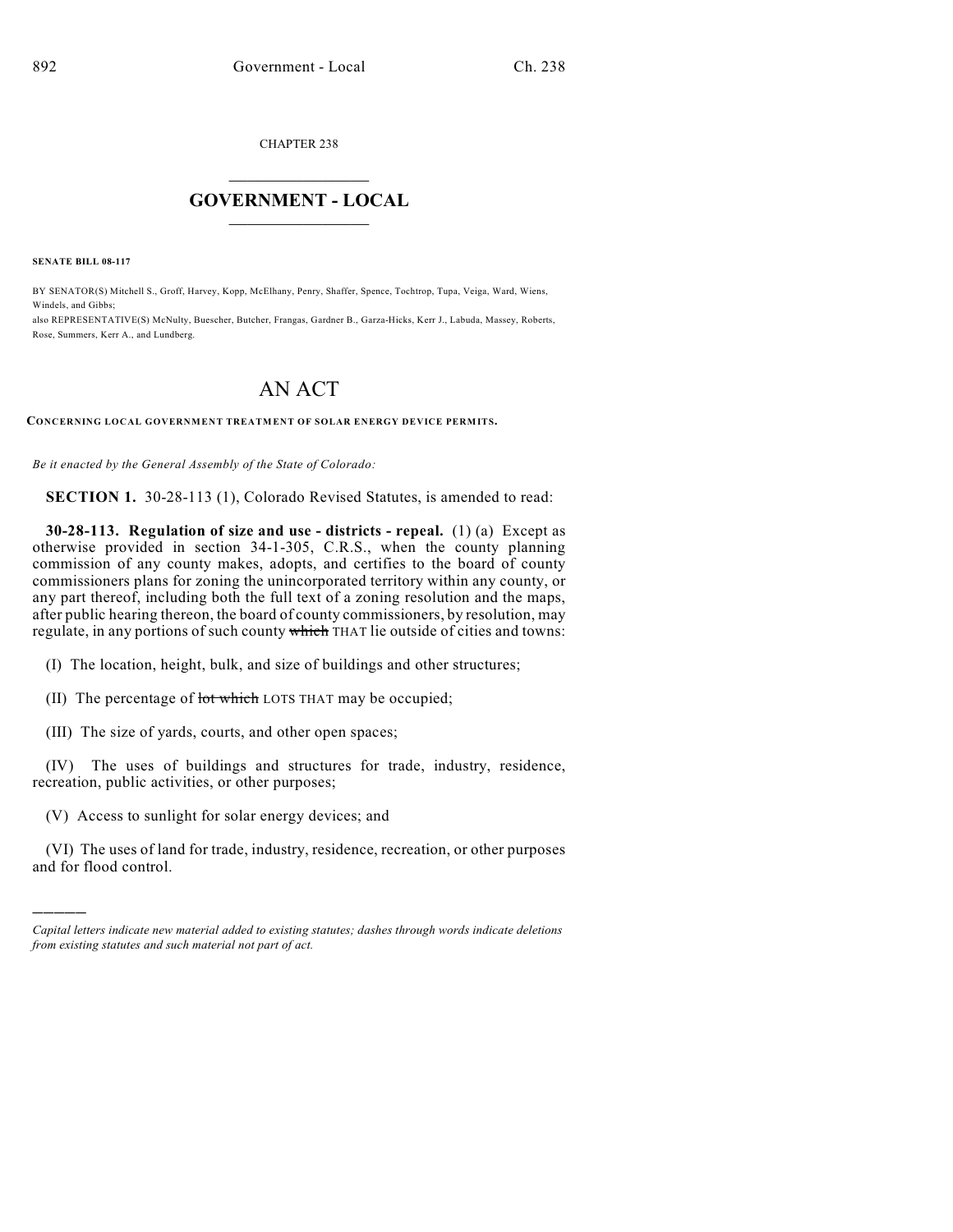CHAPTER 238

# GOVERNMENT - LOCAL

**SENATE BILL 08-117**

BY SENATOR(S) Mitchell S., Groff, Harvey, Kopp, McElhany, Penry, Shaffer, Spence, Tochtrop, Tupa, Veiga, Ward, Wiens, Windels, and Gibbs;
also REPRESENTATIVE(S) McNulty, Buescher, Butcher, Frangas, Gardner B., Garza-Hicks, Kerr J., Labuda, Massey, Roberts, Rose, Summers, Kerr A., and Lundberg.

# AN ACT

**CONCERNING LOCAL GOVERNMENT TREATMENT OF SOLAR ENERGY DEVICE PERMITS.**

*Be it enacted by the General Assembly of the State of Colorado:*

**SECTION 1.** 30-28-113 (1), Colorado Revised Statutes, is amended to read:

**30-28-113. Regulation of size and use - districts - repeal.** (1) (a) Except as otherwise provided in section 34-1-305, C.R.S., when the county planning commission of any county makes, adopts, and certifies to the board of county commissioners plans for zoning the unincorporated territory within any county, or any part thereof, including both the full text of a zoning resolution and the maps, after public hearing thereon, the board of county commissioners, by resolution, may regulate, in any portions of such county ~~which~~ THAT lie outside of cities and towns:

(I) The location, height, bulk, and size of buildings and other structures;

(II) The percentage of ~~lot which~~ LOTS THAT may be occupied;

(III) The size of yards, courts, and other open spaces;

(IV) The uses of buildings and structures for trade, industry, residence, recreation, public activities, or other purposes;

(V) Access to sunlight for solar energy devices; and

(VI) The uses of land for trade, industry, residence, recreation, or other purposes and for flood control.

---

*Capital letters indicate new material added to existing statutes; dashes through words indicate deletions from existing statutes and such material not part of act.*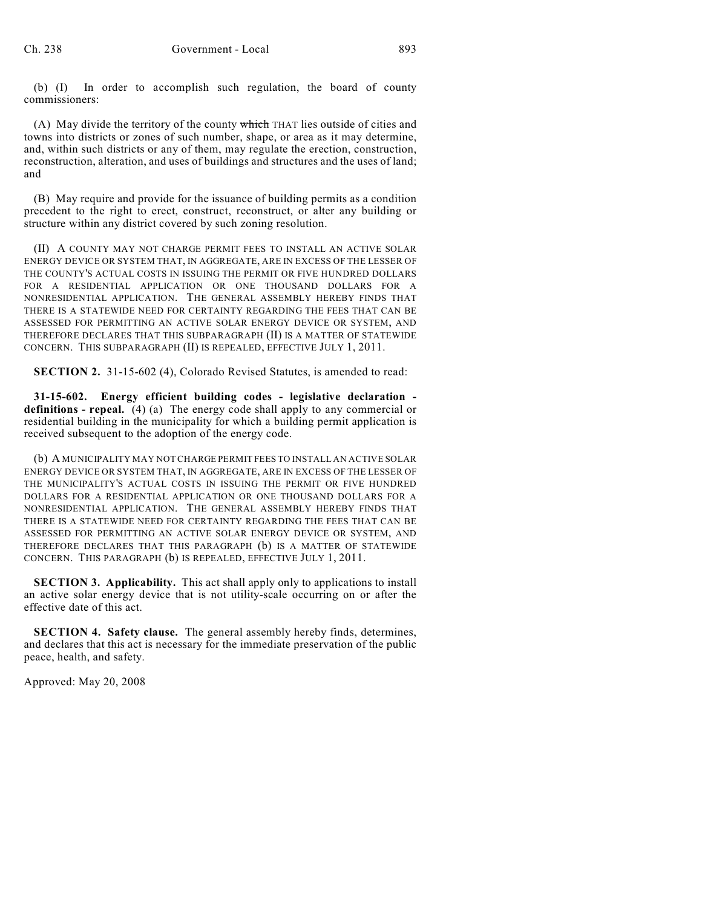(b) (I) In order to accomplish such regulation, the board of county commissioners:

(A) May divide the territory of the county ~~which~~ THAT lies outside of cities and towns into districts or zones of such number, shape, or area as it may determine, and, within such districts or any of them, may regulate the erection, construction, reconstruction, alteration, and uses of buildings and structures and the uses of land; and

(B) May require and provide for the issuance of building permits as a condition precedent to the right to erect, construct, reconstruct, or alter any building or structure within any district covered by such zoning resolution.

(II) A COUNTY MAY NOT CHARGE PERMIT FEES TO INSTALL AN ACTIVE SOLAR ENERGY DEVICE OR SYSTEM THAT, IN AGGREGATE, ARE IN EXCESS OF THE LESSER OF THE COUNTY'S ACTUAL COSTS IN ISSUING THE PERMIT OR FIVE HUNDRED DOLLARS FOR A RESIDENTIAL APPLICATION OR ONE THOUSAND DOLLARS FOR A NONRESIDENTIAL APPLICATION. THE GENERAL ASSEMBLY HEREBY FINDS THAT THERE IS A STATEWIDE NEED FOR CERTAINTY REGARDING THE FEES THAT CAN BE ASSESSED FOR PERMITTING AN ACTIVE SOLAR ENERGY DEVICE OR SYSTEM, AND THEREFORE DECLARES THAT THIS SUBPARAGRAPH (II) IS A MATTER OF STATEWIDE CONCERN. THIS SUBPARAGRAPH (II) IS REPEALED, EFFECTIVE JULY 1, 2011.

**SECTION 2.** 31-15-602 (4), Colorado Revised Statutes, is amended to read:

**31-15-602. Energy efficient building codes - legislative declaration - definitions - repeal.** (4) (a) The energy code shall apply to any commercial or residential building in the municipality for which a building permit application is received subsequent to the adoption of the energy code.

(b) A MUNICIPALITY MAY NOT CHARGE PERMIT FEES TO INSTALL AN ACTIVE SOLAR ENERGY DEVICE OR SYSTEM THAT, IN AGGREGATE, ARE IN EXCESS OF THE LESSER OF THE MUNICIPALITY'S ACTUAL COSTS IN ISSUING THE PERMIT OR FIVE HUNDRED DOLLARS FOR A RESIDENTIAL APPLICATION OR ONE THOUSAND DOLLARS FOR A NONRESIDENTIAL APPLICATION. THE GENERAL ASSEMBLY HEREBY FINDS THAT THERE IS A STATEWIDE NEED FOR CERTAINTY REGARDING THE FEES THAT CAN BE ASSESSED FOR PERMITTING AN ACTIVE SOLAR ENERGY DEVICE OR SYSTEM, AND THEREFORE DECLARES THAT THIS PARAGRAPH (b) IS A MATTER OF STATEWIDE CONCERN. THIS PARAGRAPH (b) IS REPEALED, EFFECTIVE JULY 1, 2011.

**SECTION 3. Applicability.** This act shall apply only to applications to install an active solar energy device that is not utility-scale occurring on or after the effective date of this act.

**SECTION 4. Safety clause.** The general assembly hereby finds, determines, and declares that this act is necessary for the immediate preservation of the public peace, health, and safety.

Approved: May 20, 2008